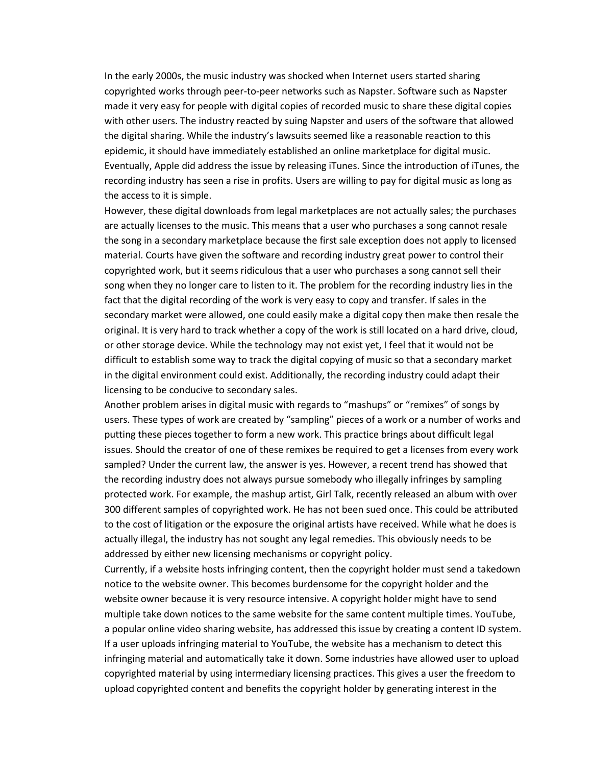In the early 2000s, the music industry was shocked when Internet users started sharing copyrighted works through peer-to-peer networks such as Napster. Software such as Napster made it very easy for people with digital copies of recorded music to share these digital copies with other users. The industry reacted by suing Napster and users of the software that allowed the digital sharing. While the industry's lawsuits seemed like a reasonable reaction to this epidemic, it should have immediately established an online marketplace for digital music. Eventually, Apple did address the issue by releasing iTunes. Since the introduction of iTunes, the recording industry has seen a rise in profits. Users are willing to pay for digital music as long as the access to it is simple.

However, these digital downloads from legal marketplaces are not actually sales; the purchases are actually licenses to the music. This means that a user who purchases a song cannot resale the song in a secondary marketplace because the first sale exception does not apply to licensed material. Courts have given the software and recording industry great power to control their copyrighted work, but it seems ridiculous that a user who purchases a song cannot sell their song when they no longer care to listen to it. The problem for the recording industry lies in the fact that the digital recording of the work is very easy to copy and transfer. If sales in the secondary market were allowed, one could easily make a digital copy then make then resale the original. It is very hard to track whether a copy of the work is still located on a hard drive, cloud, or other storage device. While the technology may not exist yet, I feel that it would not be difficult to establish some way to track the digital copying of music so that a secondary market in the digital environment could exist. Additionally, the recording industry could adapt their licensing to be conducive to secondary sales.

Another problem arises in digital music with regards to "mashups" or "remixes" of songs by users. These types of work are created by "sampling" pieces of a work or a number of works and putting these pieces together to form a new work. This practice brings about difficult legal issues. Should the creator of one of these remixes be required to get a licenses from every work sampled? Under the current law, the answer is yes. However, a recent trend has showed that the recording industry does not always pursue somebody who illegally infringes by sampling protected work. For example, the mashup artist, Girl Talk, recently released an album with over 300 different samples of copyrighted work. He has not been sued once. This could be attributed to the cost of litigation or the exposure the original artists have received. While what he does is actually illegal, the industry has not sought any legal remedies. This obviously needs to be addressed by either new licensing mechanisms or copyright policy.

Currently, if a website hosts infringing content, then the copyright holder must send a takedown notice to the website owner. This becomes burdensome for the copyright holder and the website owner because it is very resource intensive. A copyright holder might have to send multiple take down notices to the same website for the same content multiple times. YouTube, a popular online video sharing website, has addressed this issue by creating a content ID system. If a user uploads infringing material to YouTube, the website has a mechanism to detect this infringing material and automatically take it down. Some industries have allowed user to upload copyrighted material by using intermediary licensing practices. This gives a user the freedom to upload copyrighted content and benefits the copyright holder by generating interest in the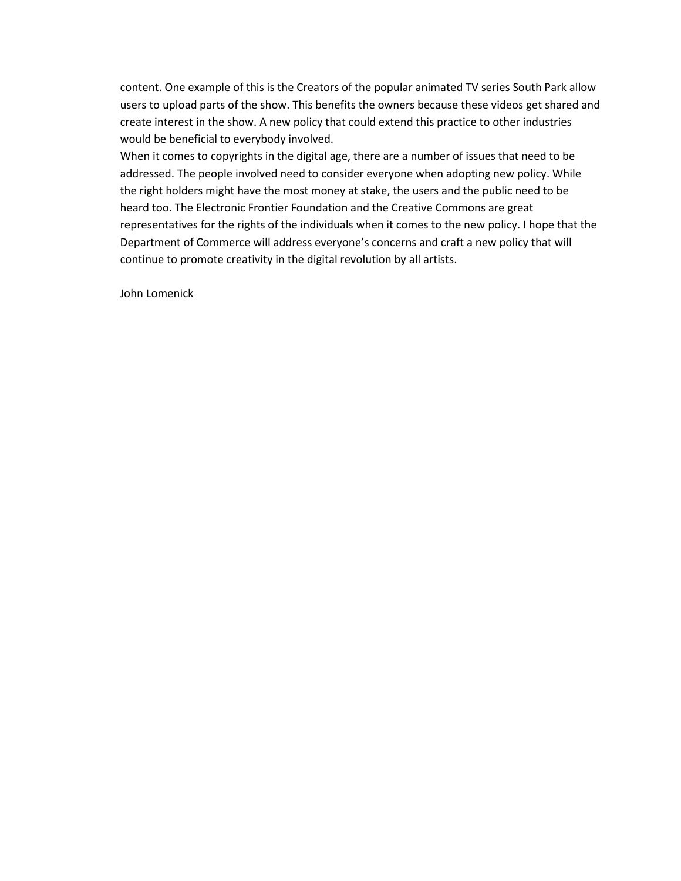content. One example of this is the Creators of the popular animated TV series South Park allow users to upload parts of the show. This benefits the owners because these videos get shared and create interest in the show. A new policy that could extend this practice to other industries would be beneficial to everybody involved.

When it comes to copyrights in the digital age, there are a number of issues that need to be addressed. The people involved need to consider everyone when adopting new policy. While the right holders might have the most money at stake, the users and the public need to be heard too. The Electronic Frontier Foundation and the Creative Commons are great representatives for the rights of the individuals when it comes to the new policy. I hope that the Department of Commerce will address everyone's concerns and craft a new policy that will continue to promote creativity in the digital revolution by all artists.

John Lomenick